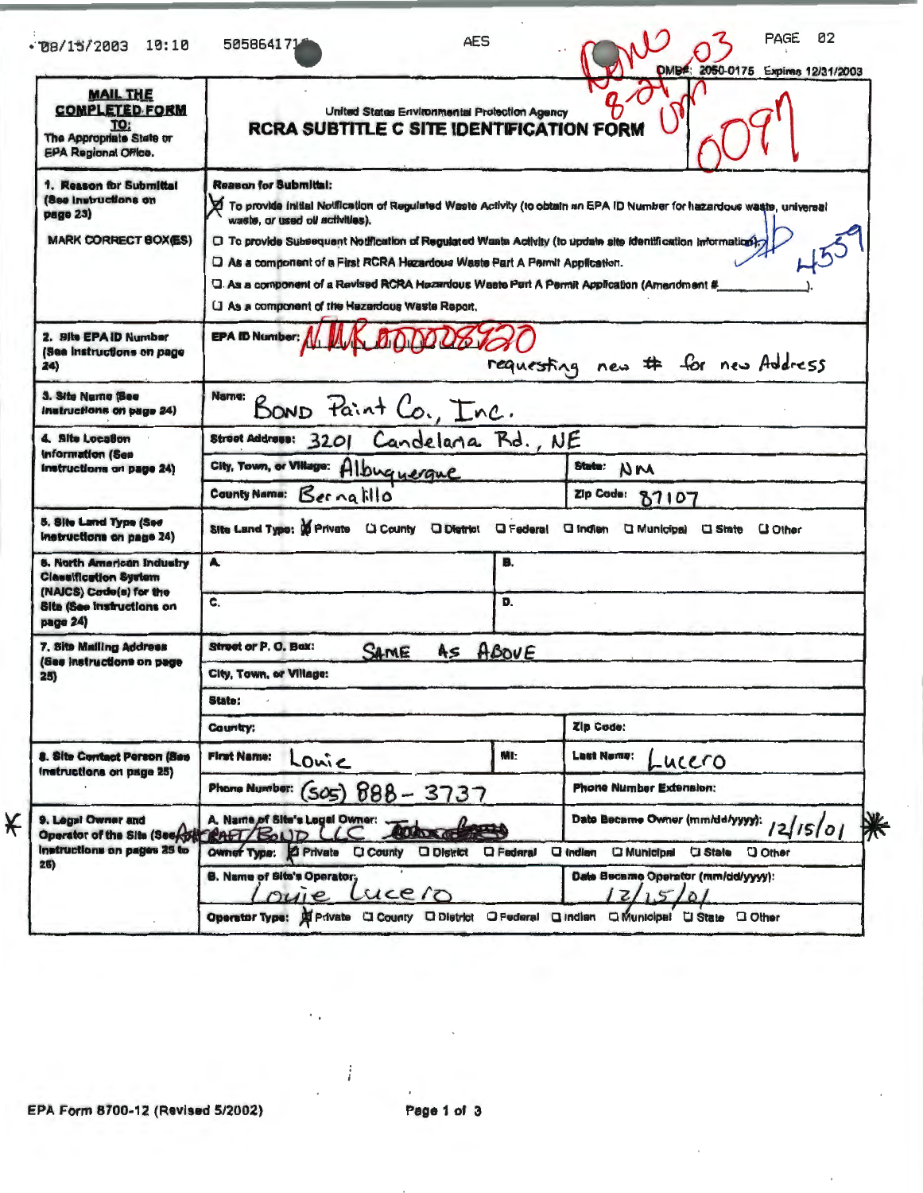08/15/2003 10:10 5058641714 AES PAGE 02

OMB#: 2050-0175 Expires 12/31/2003

Rcvd 03
8-21
UM
0097

| **MAIL THE COMPLETED FORM TO:** The Appropriate State or EPA Regional Office. | United States Environmental Protection Agency **RCRA SUBTITLE C SITE IDENTIFICATION FORM** |
|---|---|
| **1. Reason for Submittal** (See Instructions on page 23) MARK CORRECT BOX(ES) | **Reason for Submittal:** ☒ To provide Initial Notification of Regulated Waste Activity (to obtain an EPA ID Number for hazardous waste, universal waste, or used oil activities). ☐ To provide Subsequent Notification of Regulated Waste Activity (to update site identification information) ☐ As a component of a First RCRA Hazardous Waste Part A Permit Application. ☐ As a component of a Revised RCRA Hazardous Waste Part A Permit Application (Amendment # ____). ☐ As a component of the Hazardous Waste Report. 4559 |
| **2. Site EPA ID Number** (See Instructions on page 24) | EPA ID Number: NMR000028920 requesting new # for new Address |
| **3. Site Name** (See Instructions on page 24) | Name: BOND Paint Co., Inc. |
| **4. Site Location Information** (See Instructions on page 24) | Street Address: 3201 Candelaria Rd., NE; City, Town, or Village: Albuquerque; State: NM; County Name: Bernalillo; Zip Code: 87107 |
| **5. Site Land Type** (See Instructions on page 24) | Site Land Type: ☒ Private ☐ County ☐ District ☐ Federal ☐ Indian ☐ Municipal ☐ State ☐ Other |
| **6. North American Industry Classification System (NAICS) Code(s) for the Site** (See Instructions on page 24) | A. ____ B. ____ C. ____ D. ____ |
| **7. Site Mailing Address** (See Instructions on page 25) | Street or P. O. Box: SAME AS ABOVE; City, Town, or Village: ____; State: ____; Country: ____; Zip Code: ____ |
| **8. Site Contact Person** (See Instructions on page 25) | First Name: Louie; MI: ____; Last Name: Lucero; Phone Number: (505) 888-3737; Phone Number Extension: ____ |
| **9. Legal Owner and Operator of the Site** (See Instructions on pages 25 to 26) | A. Name of Site's Legal Owner: ArtCraft/Bond LLC; Date Became Owner (mm/dd/yyyy): 12/15/01; Owner Type: ☒ Private ☐ County ☐ District ☐ Federal ☐ Indian ☐ Municipal ☐ State ☐ Other. B. Name of Site's Operator: Louie Lucero; Date Became Operator (mm/dd/yyyy): 12/15/01; Operator Type: ☒ Private ☐ County ☐ District ☐ Federal ☐ Indian ☐ Municipal ☐ State ☐ Other |

EPA Form 8700-12 (Revised 5/2002)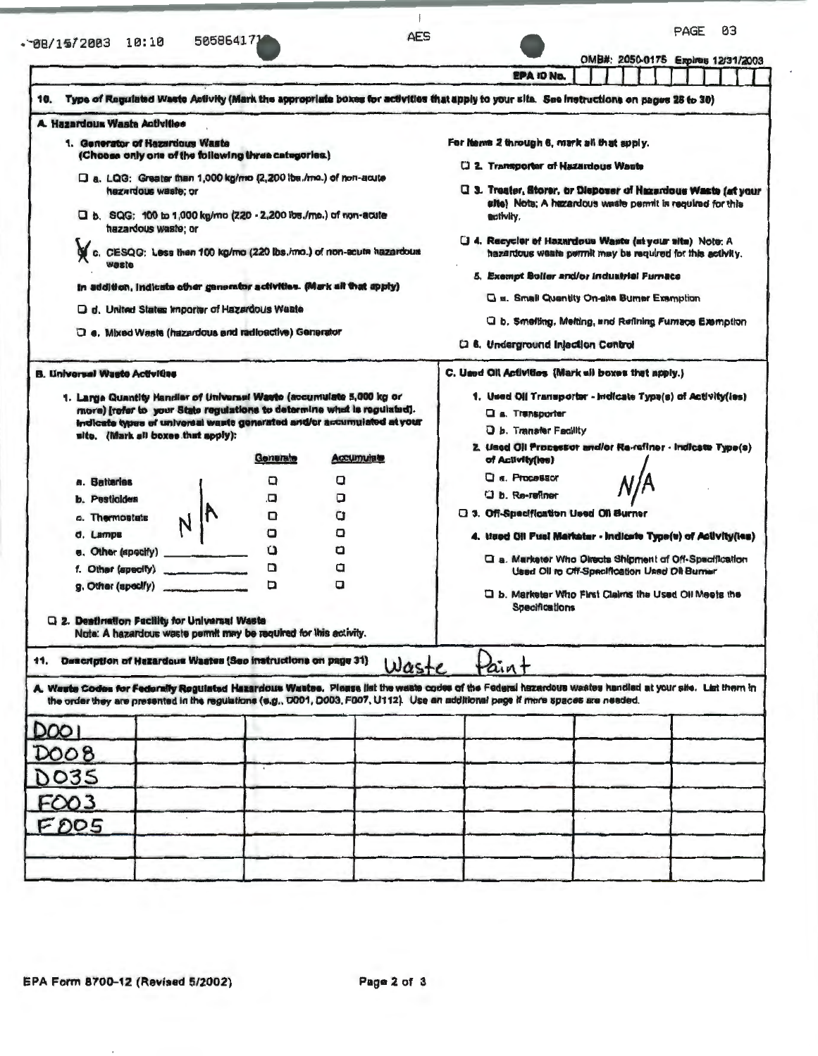OMB#: 2050-0175 Expires 12/31/2003

EPA ID No.

**10. Type of Regulated Waste Activity (Mark the appropriate boxes for activities that apply to your site. See instructions on pages 25 to 30)**

**A. Hazardous Waste Activities**

1. **Generator of Hazardous Waste (Choose only one of the following three categories.)**
   - ☐ a. LQG: Greater than 1,000 kg/mo (2,200 lbs./mo.) of non-acute hazardous waste; or
   - ☐ b. SQG: 100 to 1,000 kg/mo (220 - 2,200 lbs./mo.) of non-acute hazardous waste; or
   - ☒ c. CESQG: Less than 100 kg/mo (220 lbs./mo.) of non-acute hazardous waste

   In addition, indicate other generator activities. (Mark all that apply)
   - ☐ d. United States Importer of Hazardous Waste
   - ☐ e. Mixed Waste (hazardous and radioactive) Generator

For Items 2 through 6, mark all that apply.

- ☐ 2. Transporter of Hazardous Waste
- ☐ 3. Treater, Storer, or Disposer of Hazardous Waste (at your site) Note: A hazardous waste permit is required for this activity.
- ☐ 4. Recycler of Hazardous Waste (at your site) Note: A hazardous waste permit may be required for this activity.
- 5. Exempt Boiler and/or Industrial Furnace
  - ☐ a. Small Quantity On-site Burner Exemption
  - ☐ b. Smelting, Melting, and Refining Furnace Exemption
- ☐ 6. Underground Injection Control

**B. Universal Waste Activities**

1. **Large Quantity Handler of Universal Waste (accumulate 5,000 kg or more) [refer to your State regulations to determine what is regulated]. Indicate types of universal waste generated and/or accumulated at your site. (Mark all boxes that apply):**

N/A

| | Generate | Accumulate |
|---|---|---|
| a. Batteries | ☐ | ☐ |
| b. Pesticides | ☐ | ☐ |
| c. Thermostats | ☐ | ☐ |
| d. Lamps | ☐ | ☐ |
| e. Other (specify) ________ | ☐ | ☐ |
| f. Other (specify) ________ | ☐ | ☐ |
| g. Other (specify) ________ | ☐ | ☐ |

☐ 2. Destination Facility for Universal Waste
Note: A hazardous waste permit may be required for this activity.

**C. Used Oil Activities (Mark all boxes that apply.)**

N/A

1. Used Oil Transporter - Indicate Type(s) of Activity(ies)
   - ☐ a. Transporter
   - ☐ b. Transfer Facility
2. Used Oil Processor and/or Re-refiner - Indicate Type(s) of Activity(ies)
   - ☐ a. Processor
   - ☐ b. Re-refiner
- ☐ 3. Off-Specification Used Oil Burner
4. Used Oil Fuel Marketer - Indicate Type(s) of Activity(ies)
   - ☐ a. Marketer Who Directs Shipment of Off-Specification Used Oil to Off-Specification Used Oil Burner
   - ☐ b. Marketer Who First Claims the Used Oil Meets the Specifications

**11. Description of Hazardous Wastes (See instructions on page 31)** Waste Paint

**A. Waste Codes for Federally Regulated Hazardous Wastes.** Please list the waste codes of the Federal hazardous wastes handled at your site. List them in the order they are presented in the regulations (e.g., D001, D003, F007, U112). Use an additional page if more spaces are needed.

| | | | | | | |
|---|---|---|---|---|---|---|
| D001 | | | | | | |
| D008 | | | | | | |
| D035 | | | | | | |
| F003 | | | | | | |
| F005 | | | | | | |
| | | | | | | |
| | | | | | | |

EPA Form 8700-12 (Revised 5/2002)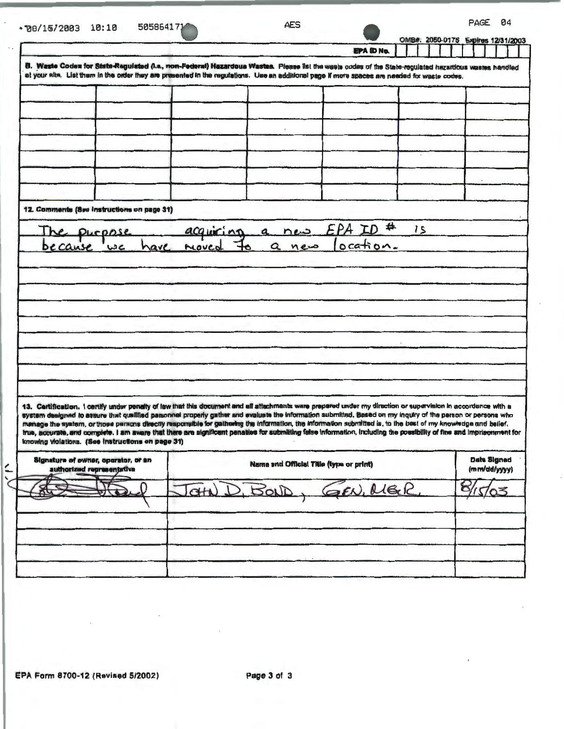OMB#: 2050-0175 Expires 12/31/2003

EPA ID No.

**B. Waste Codes for State-Regulated (i.e., non-Federal) Hazardous Wastes.** Please list the waste codes of the State-regulated hazardous wastes handled at your site. List them in the order they are presented in the regulations. Use an additional page if more spaces are needed for waste codes.

| | | | | | | |
|---|---|---|---|---|---|---|
| | | | | | | |
| | | | | | | |
| | | | | | | |
| | | | | | | |
| | | | | | | |
| | | | | | | |

**12. Comments** (See instructions on page 31)

The purpose acquiring a new EPA ID # is because we have moved to a new location.

**13. Certification.** I certify under penalty of law that this document and all attachments were prepared under my direction or supervision in accordance with a system designed to assure that qualified personnel properly gather and evaluate the information submitted. Based on my inquiry of the person or persons who manage the system, or those persons directly responsible for gathering the information, the information submitted is, to the best of my knowledge and belief, true, accurate, and complete. I am aware that there are significant penalties for submitting false information, including the possibility of fine and imprisonment for knowing violations. (See instructions on page 31)

| Signature of owner, operator, or an authorized representative | Name and Official Title (type or print) | Date Signed (mm/dd/yyyy) |
|---|---|---|
| [signature] | JOHN D. BOND, GEN. MGR. | 8/15/03 |
| | | |
| | | |
| | | |
| | | |

EPA Form 8700-12 (Revised 5/2002)